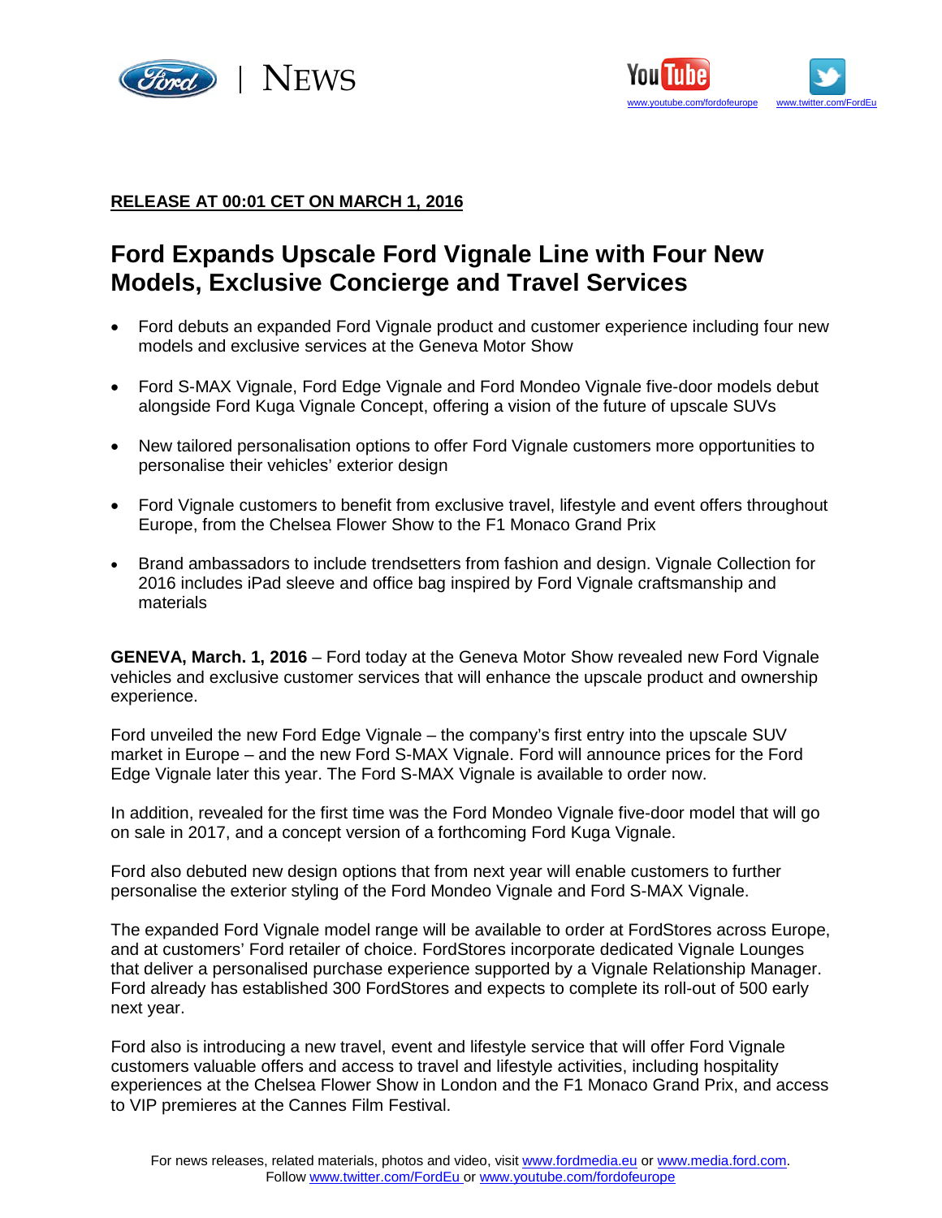**RELEASE AT 00:01 CET ON MARCH 1, 2016**

# Ford Expands Upscale Ford Vignale Line with Four New Models, Exclusive Concierge and Travel Services

- Ford debuts an expanded Ford Vignale product and customer experience including four new models and exclusive services at the Geneva Motor Show
- Ford S-MAX Vignale, Ford Edge Vignale and Ford Mondeo Vignale five-door models debut alongside Ford Kuga Vignale Concept, offering a vision of the future of upscale SUVs
- New tailored personalisation options to offer Ford Vignale customers more opportunities to personalise their vehicles' exterior design
- Ford Vignale customers to benefit from exclusive travel, lifestyle and event offers throughout Europe, from the Chelsea Flower Show to the F1 Monaco Grand Prix
- Brand ambassadors to include trendsetters from fashion and design. Vignale Collection for 2016 includes iPad sleeve and office bag inspired by Ford Vignale craftsmanship and materials

**GENEVA, March. 1, 2016** – Ford today at the Geneva Motor Show revealed new Ford Vignale vehicles and exclusive customer services that will enhance the upscale product and ownership experience.

Ford unveiled the new Ford Edge Vignale – the company's first entry into the upscale SUV market in Europe – and the new Ford S-MAX Vignale. Ford will announce prices for the Ford Edge Vignale later this year. The Ford S-MAX Vignale is available to order now.

In addition, revealed for the first time was the Ford Mondeo Vignale five-door model that will go on sale in 2017, and a concept version of a forthcoming Ford Kuga Vignale.

Ford also debuted new design options that from next year will enable customers to further personalise the exterior styling of the Ford Mondeo Vignale and Ford S-MAX Vignale.

The expanded Ford Vignale model range will be available to order at FordStores across Europe, and at customers' Ford retailer of choice. FordStores incorporate dedicated Vignale Lounges that deliver a personalised purchase experience supported by a Vignale Relationship Manager. Ford already has established 300 FordStores and expects to complete its roll-out of 500 early next year.

Ford also is introducing a new travel, event and lifestyle service that will offer Ford Vignale customers valuable offers and access to travel and lifestyle activities, including hospitality experiences at the Chelsea Flower Show in London and the F1 Monaco Grand Prix, and access to VIP premieres at the Cannes Film Festival.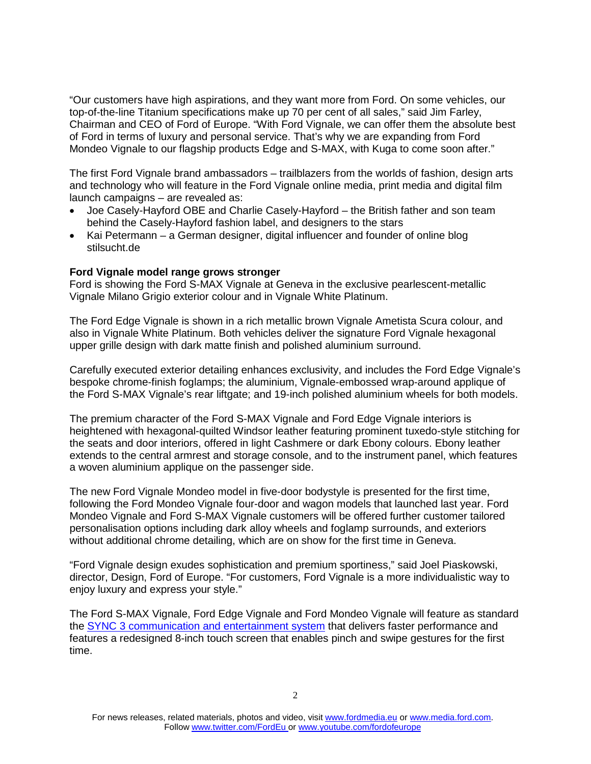"Our customers have high aspirations, and they want more from Ford. On some vehicles, our top-of-the-line Titanium specifications make up 70 per cent of all sales," said Jim Farley, Chairman and CEO of Ford of Europe. "With Ford Vignale, we can offer them the absolute best of Ford in terms of luxury and personal service. That's why we are expanding from Ford Mondeo Vignale to our flagship products Edge and S-MAX, with Kuga to come soon after."

The first Ford Vignale brand ambassadors – trailblazers from the worlds of fashion, design arts and technology who will feature in the Ford Vignale online media, print media and digital film launch campaigns – are revealed as:

- Joe Casely-Hayford OBE and Charlie Casely-Hayford – the British father and son team behind the Casely-Hayford fashion label, and designers to the stars
- Kai Petermann – a German designer, digital influencer and founder of online blog stilsucht.de

**Ford Vignale model range grows stronger**

Ford is showing the Ford S-MAX Vignale at Geneva in the exclusive pearlescent-metallic Vignale Milano Grigio exterior colour and in Vignale White Platinum.

The Ford Edge Vignale is shown in a rich metallic brown Vignale Ametista Scura colour, and also in Vignale White Platinum. Both vehicles deliver the signature Ford Vignale hexagonal upper grille design with dark matte finish and polished aluminium surround.

Carefully executed exterior detailing enhances exclusivity, and includes the Ford Edge Vignale's bespoke chrome-finish foglamps; the aluminium, Vignale-embossed wrap-around applique of the Ford S-MAX Vignale's rear liftgate; and 19-inch polished aluminium wheels for both models.

The premium character of the Ford S-MAX Vignale and Ford Edge Vignale interiors is heightened with hexagonal-quilted Windsor leather featuring prominent tuxedo-style stitching for the seats and door interiors, offered in light Cashmere or dark Ebony colours. Ebony leather extends to the central armrest and storage console, and to the instrument panel, which features a woven aluminium applique on the passenger side.

The new Ford Vignale Mondeo model in five-door bodystyle is presented for the first time, following the Ford Mondeo Vignale four-door and wagon models that launched last year. Ford Mondeo Vignale and Ford S-MAX Vignale customers will be offered further customer tailored personalisation options including dark alloy wheels and foglamp surrounds, and exteriors without additional chrome detailing, which are on show for the first time in Geneva.

"Ford Vignale design exudes sophistication and premium sportiness," said Joel Piaskowski, director, Design, Ford of Europe. "For customers, Ford Vignale is a more individualistic way to enjoy luxury and express your style."

The Ford S-MAX Vignale, Ford Edge Vignale and Ford Mondeo Vignale will feature as standard the SYNC 3 communication and entertainment system that delivers faster performance and features a redesigned 8-inch touch screen that enables pinch and swipe gestures for the first time.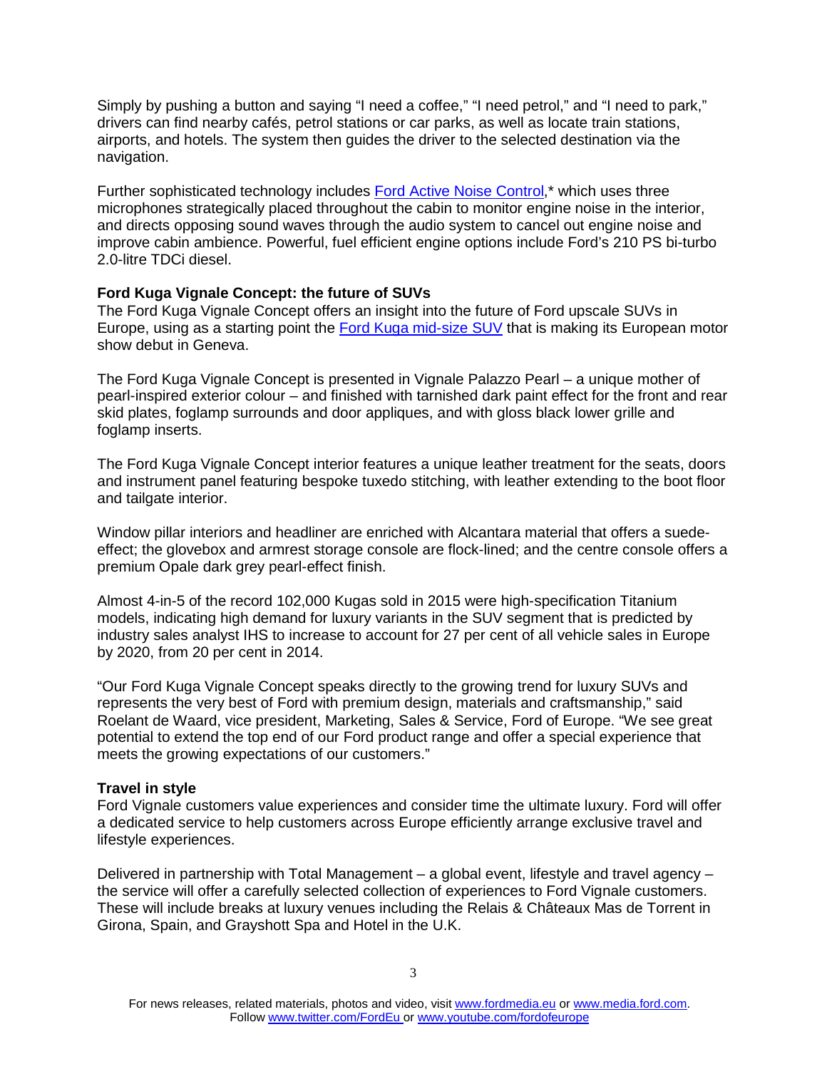Simply by pushing a button and saying "I need a coffee," "I need petrol," and "I need to park," drivers can find nearby cafés, petrol stations or car parks, as well as locate train stations, airports, and hotels. The system then guides the driver to the selected destination via the navigation.

Further sophisticated technology includes Ford Active Noise Control,* which uses three microphones strategically placed throughout the cabin to monitor engine noise in the interior, and directs opposing sound waves through the audio system to cancel out engine noise and improve cabin ambience. Powerful, fuel efficient engine options include Ford's 210 PS bi-turbo 2.0-litre TDCi diesel.

**Ford Kuga Vignale Concept: the future of SUVs**

The Ford Kuga Vignale Concept offers an insight into the future of Ford upscale SUVs in Europe, using as a starting point the Ford Kuga mid-size SUV that is making its European motor show debut in Geneva.

The Ford Kuga Vignale Concept is presented in Vignale Palazzo Pearl – a unique mother of pearl-inspired exterior colour – and finished with tarnished dark paint effect for the front and rear skid plates, foglamp surrounds and door appliques, and with gloss black lower grille and foglamp inserts.

The Ford Kuga Vignale Concept interior features a unique leather treatment for the seats, doors and instrument panel featuring bespoke tuxedo stitching, with leather extending to the boot floor and tailgate interior.

Window pillar interiors and headliner are enriched with Alcantara material that offers a suede-effect; the glovebox and armrest storage console are flock-lined; and the centre console offers a premium Opale dark grey pearl-effect finish.

Almost 4-in-5 of the record 102,000 Kugas sold in 2015 were high-specification Titanium models, indicating high demand for luxury variants in the SUV segment that is predicted by industry sales analyst IHS to increase to account for 27 per cent of all vehicle sales in Europe by 2020, from 20 per cent in 2014.

"Our Ford Kuga Vignale Concept speaks directly to the growing trend for luxury SUVs and represents the very best of Ford with premium design, materials and craftsmanship," said Roelant de Waard, vice president, Marketing, Sales & Service, Ford of Europe. "We see great potential to extend the top end of our Ford product range and offer a special experience that meets the growing expectations of our customers."

**Travel in style**

Ford Vignale customers value experiences and consider time the ultimate luxury. Ford will offer a dedicated service to help customers across Europe efficiently arrange exclusive travel and lifestyle experiences.

Delivered in partnership with Total Management – a global event, lifestyle and travel agency – the service will offer a carefully selected collection of experiences to Ford Vignale customers. These will include breaks at luxury venues including the Relais & Châteaux Mas de Torrent in Girona, Spain, and Grayshott Spa and Hotel in the U.K.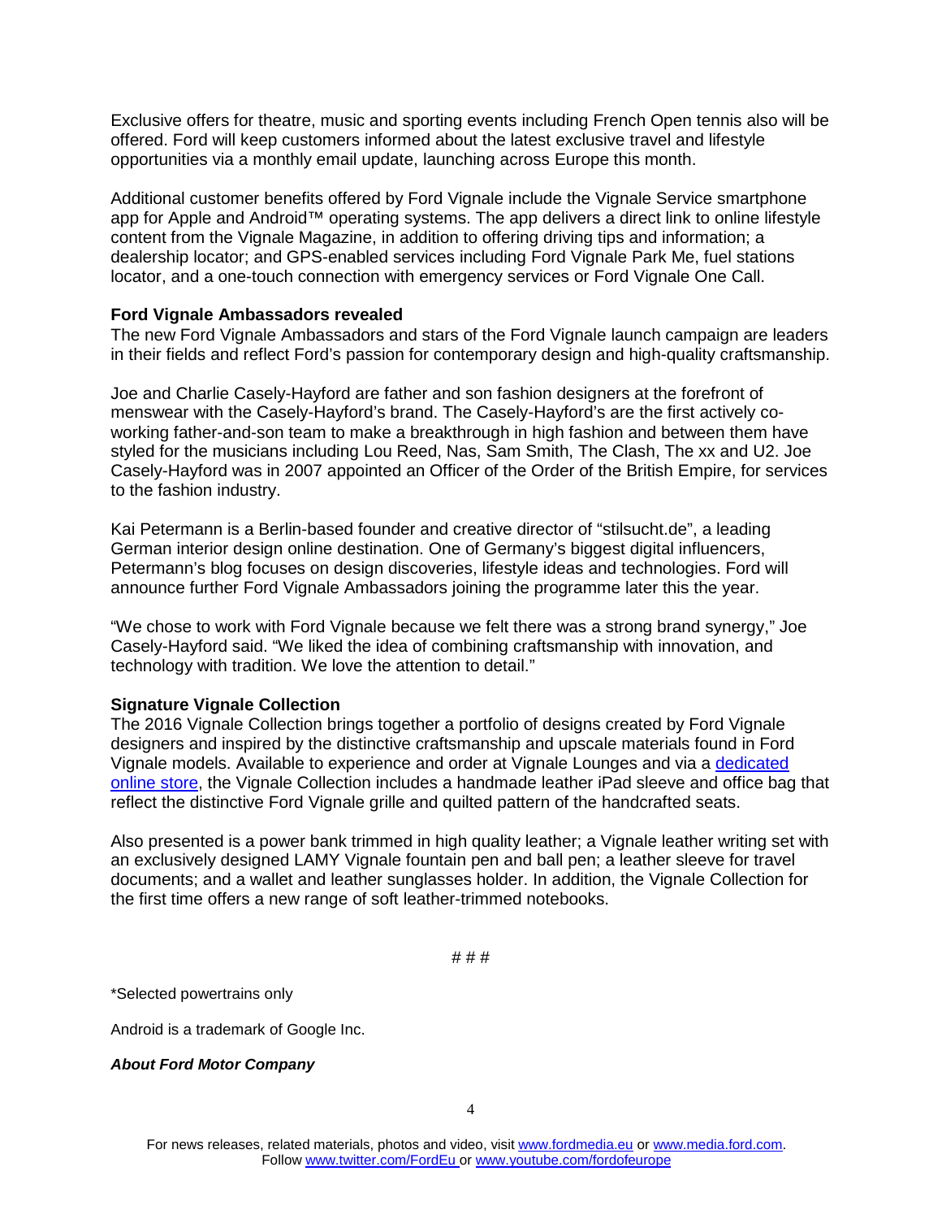Exclusive offers for theatre, music and sporting events including French Open tennis also will be offered. Ford will keep customers informed about the latest exclusive travel and lifestyle opportunities via a monthly email update, launching across Europe this month.

Additional customer benefits offered by Ford Vignale include the Vignale Service smartphone app for Apple and Android™ operating systems. The app delivers a direct link to online lifestyle content from the Vignale Magazine, in addition to offering driving tips and information; a dealership locator; and GPS-enabled services including Ford Vignale Park Me, fuel stations locator, and a one-touch connection with emergency services or Ford Vignale One Call.

**Ford Vignale Ambassadors revealed**

The new Ford Vignale Ambassadors and stars of the Ford Vignale launch campaign are leaders in their fields and reflect Ford's passion for contemporary design and high-quality craftsmanship.

Joe and Charlie Casely-Hayford are father and son fashion designers at the forefront of menswear with the Casely-Hayford's brand. The Casely-Hayford's are the first actively co-working father-and-son team to make a breakthrough in high fashion and between them have styled for the musicians including Lou Reed, Nas, Sam Smith, The Clash, The xx and U2. Joe Casely-Hayford was in 2007 appointed an Officer of the Order of the British Empire, for services to the fashion industry.

Kai Petermann is a Berlin-based founder and creative director of "stilsucht.de", a leading German interior design online destination. One of Germany's biggest digital influencers, Petermann's blog focuses on design discoveries, lifestyle ideas and technologies. Ford will announce further Ford Vignale Ambassadors joining the programme later this the year.

"We chose to work with Ford Vignale because we felt there was a strong brand synergy," Joe Casely-Hayford said. "We liked the idea of combining craftsmanship with innovation, and technology with tradition. We love the attention to detail."

**Signature Vignale Collection**

The 2016 Vignale Collection brings together a portfolio of designs created by Ford Vignale designers and inspired by the distinctive craftsmanship and upscale materials found in Ford Vignale models. Available to experience and order at Vignale Lounges and via a dedicated online store, the Vignale Collection includes a handmade leather iPad sleeve and office bag that reflect the distinctive Ford Vignale grille and quilted pattern of the handcrafted seats.

Also presented is a power bank trimmed in high quality leather; a Vignale leather writing set with an exclusively designed LAMY Vignale fountain pen and ball pen; a leather sleeve for travel documents; and a wallet and leather sunglasses holder. In addition, the Vignale Collection for the first time offers a new range of soft leather-trimmed notebooks.

# # #

*Selected powertrains only

Android is a trademark of Google Inc.

***About Ford Motor Company***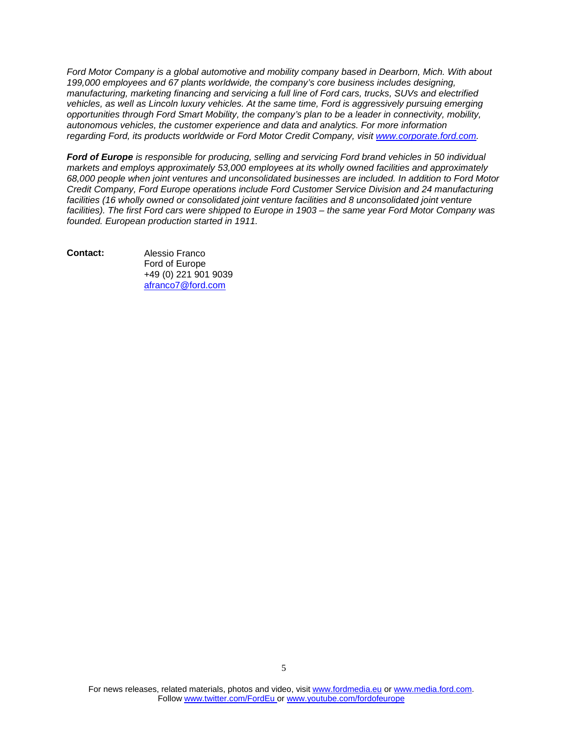*Ford Motor Company is a global automotive and mobility company based in Dearborn, Mich. With about 199,000 employees and 67 plants worldwide, the company's core business includes designing, manufacturing, marketing financing and servicing a full line of Ford cars, trucks, SUVs and electrified vehicles, as well as Lincoln luxury vehicles. At the same time, Ford is aggressively pursuing emerging opportunities through Ford Smart Mobility, the company's plan to be a leader in connectivity, mobility, autonomous vehicles, the customer experience and data and analytics. For more information regarding Ford, its products worldwide or Ford Motor Credit Company, visit [www.corporate.ford.com](www.corporate.ford.com).*

***Ford of Europe** is responsible for producing, selling and servicing Ford brand vehicles in 50 individual markets and employs approximately 53,000 employees at its wholly owned facilities and approximately 68,000 people when joint ventures and unconsolidated businesses are included. In addition to Ford Motor Credit Company, Ford Europe operations include Ford Customer Service Division and 24 manufacturing facilities (16 wholly owned or consolidated joint venture facilities and 8 unconsolidated joint venture facilities). The first Ford cars were shipped to Europe in 1903 – the same year Ford Motor Company was founded. European production started in 1911.*

**Contact:** Alessio Franco
Ford of Europe
+49 (0) 221 901 9039
[afranco7@ford.com](mailto:afranco7@ford.com)

For news releases, related materials, photos and video, visit [www.fordmedia.eu](www.fordmedia.eu) or [www.media.ford.com](www.media.ford.com).
Follow [www.twitter.com/FordEu](www.twitter.com/FordEu) or [www.youtube.com/fordofeurope](www.youtube.com/fordofeurope)